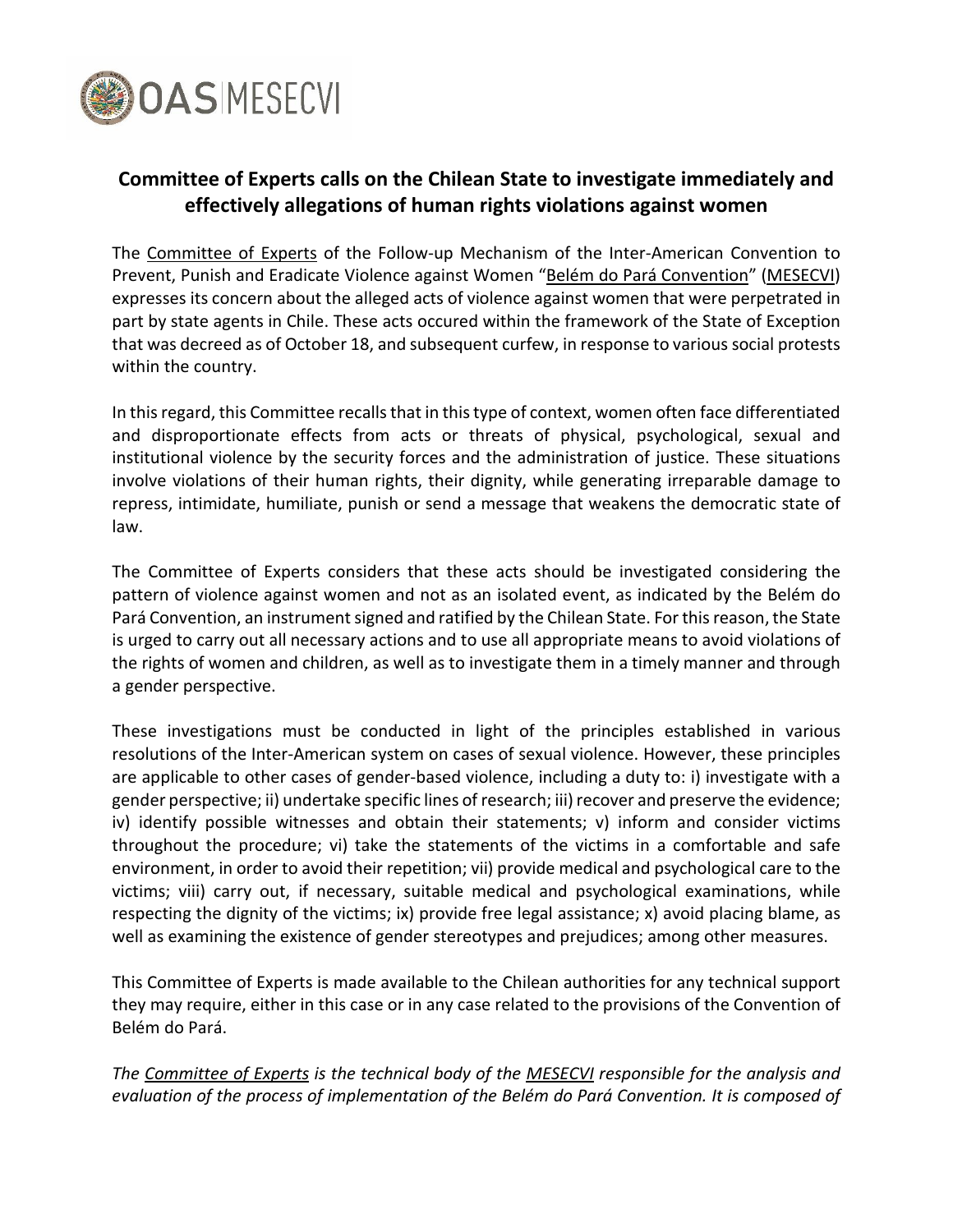## Committee of Experts calls on the Chilean State to investigate immediately and effectively allegations of human rights violations against women

The Committee of Experts of the Follow-up Mechanism of the Inter-American Convention to Prevent, Punish and Eradicate Violence against Women "Belém do Pará Convention" (MESECVI) expresses its concern about the alleged acts of violence against women that were perpetrated in part by state agents in Chile. These acts occured within the framework of the State of Exception that was decreed as of October 18, and subsequent curfew, in response to various social protests within the country.

In this regard, this Committee recalls that in this type of context, women often face differentiated and disproportionate effects from acts or threats of physical, psychological, sexual and institutional violence by the security forces and the administration of justice. These situations involve violations of their human rights, their dignity, while generating irreparable damage to repress, intimidate, humiliate, punish or send a message that weakens the democratic state of law.

The Committee of Experts considers that these acts should be investigated considering the pattern of violence against women and not as an isolated event, as indicated by the Belém do Pará Convention, an instrument signed and ratified by the Chilean State. For this reason, the State is urged to carry out all necessary actions and to use all appropriate means to avoid violations of the rights of women and children, as well as to investigate them in a timely manner and through a gender perspective.

These investigations must be conducted in light of the principles established in various resolutions of the Inter-American system on cases of sexual violence. However, these principles are applicable to other cases of gender-based violence, including a duty to: i) investigate with a gender perspective; ii) undertake specific lines of research; iii) recover and preserve the evidence; iv) identify possible witnesses and obtain their statements; v) inform and consider victims throughout the procedure; vi) take the statements of the victims in a comfortable and safe environment, in order to avoid their repetition; vii) provide medical and psychological care to the victims; viii) carry out, if necessary, suitable medical and psychological examinations, while respecting the dignity of the victims; ix) provide free legal assistance; x) avoid placing blame, as well as examining the existence of gender stereotypes and prejudices; among other measures.

This Committee of Experts is made available to the Chilean authorities for any technical support they may require, either in this case or in any case related to the provisions of the Convention of Belém do Pará.

*The Committee of Experts is the technical body of the MESECVI responsible for the analysis and evaluation of the process of implementation of the Belém do Pará Convention. It is composed of*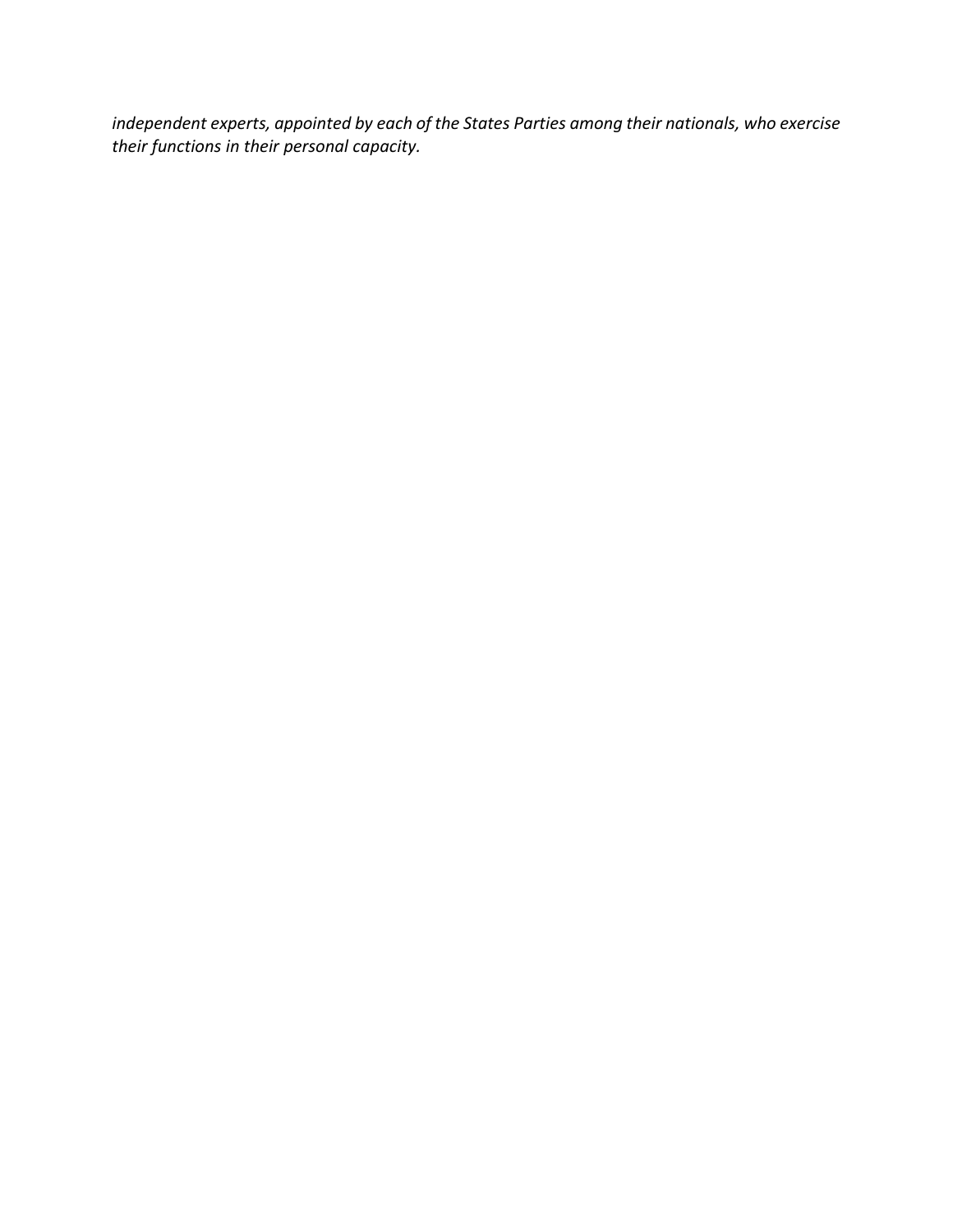*independent experts, appointed by each of the States Parties among their nationals, who exercise their functions in their personal capacity.*